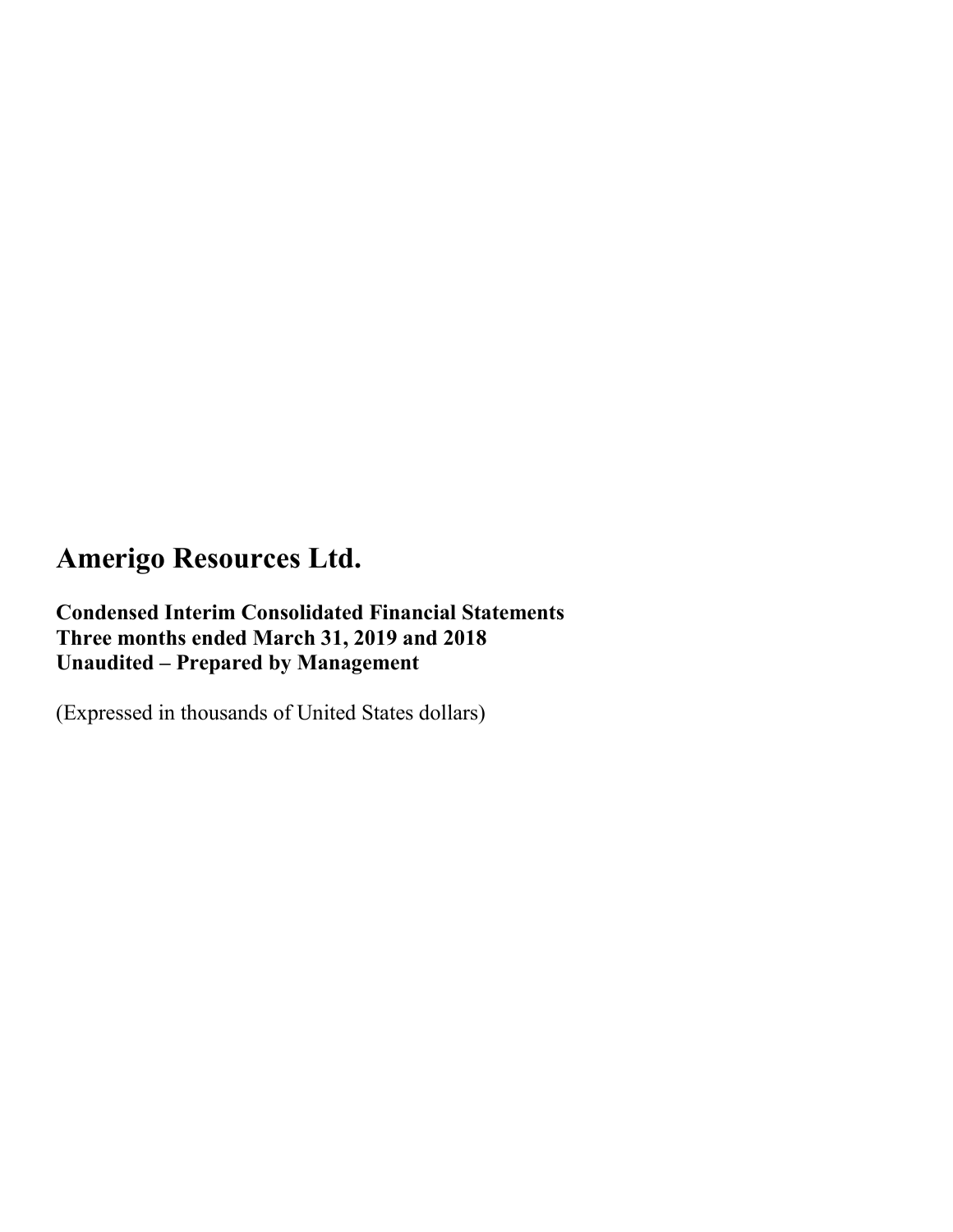# Amerigo Resources Ltd.

**Condensed Interim Consolidated Financial Statements**
**Three months ended March 31, 2019 and 2018**
**Unaudited – Prepared by Management**

(Expressed in thousands of United States dollars)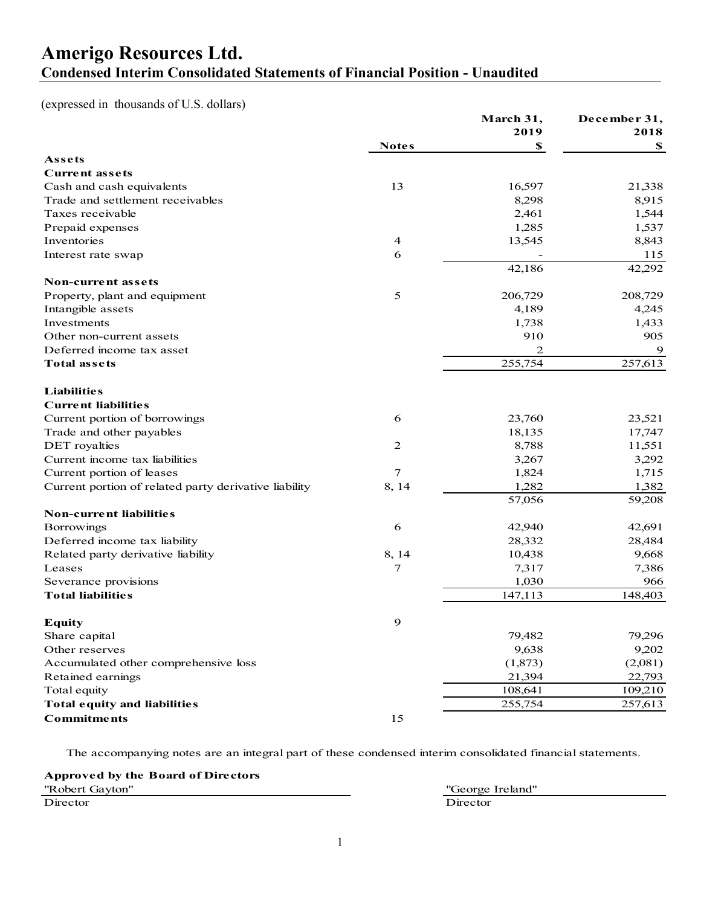# Amerigo Resources Ltd.

## Condensed Interim Consolidated Statements of Financial Position - Unaudited

(expressed in thousands of U.S. dollars)

| | Notes | March 31, 2019 $ | December 31, 2018 $ |
|---|---|---|---|
| **Assets** | | | |
| **Current assets** | | | |
| Cash and cash equivalents | 13 | 16,597 | 21,338 |
| Trade and settlement receivables | | 8,298 | 8,915 |
| Taxes receivable | | 2,461 | 1,544 |
| Prepaid expenses | | 1,285 | 1,537 |
| Inventories | 4 | 13,545 | 8,843 |
| Interest rate swap | 6 | - | 115 |
| | | 42,186 | 42,292 |
| **Non-current assets** | | | |
| Property, plant and equipment | 5 | 206,729 | 208,729 |
| Intangible assets | | 4,189 | 4,245 |
| Investments | | 1,738 | 1,433 |
| Other non-current assets | | 910 | 905 |
| Deferred income tax asset | | 2 | 9 |
| **Total assets** | | 255,754 | 257,613 |
| | | | |
| **Liabilities** | | | |
| **Current liabilities** | | | |
| Current portion of borrowings | 6 | 23,760 | 23,521 |
| Trade and other payables | | 18,135 | 17,747 |
| DET royalties | 2 | 8,788 | 11,551 |
| Current income tax liabilities | | 3,267 | 3,292 |
| Current portion of leases | 7 | 1,824 | 1,715 |
| Current portion of related party derivative liability | 8, 14 | 1,282 | 1,382 |
| | | 57,056 | 59,208 |
| **Non-current liabilities** | | | |
| Borrowings | 6 | 42,940 | 42,691 |
| Deferred income tax liability | | 28,332 | 28,484 |
| Related party derivative liability | 8, 14 | 10,438 | 9,668 |
| Leases | 7 | 7,317 | 7,386 |
| Severance provisions | | 1,030 | 966 |
| **Total liabilities** | | 147,113 | 148,403 |
| | | | |
| **Equity** | 9 | | |
| Share capital | | 79,482 | 79,296 |
| Other reserves | | 9,638 | 9,202 |
| Accumulated other comprehensive loss | | (1,873) | (2,081) |
| Retained earnings | | 21,394 | 22,793 |
| Total equity | | 108,641 | 109,210 |
| **Total equity and liabilities** | | 255,754 | 257,613 |
| **Commitments** | 15 | | |

The accompanying notes are an integral part of these condensed interim consolidated financial statements.

**Approved by the Board of Directors**

| "Robert Gayton" | "George Ireland" |
|---|---|
| Director | Director |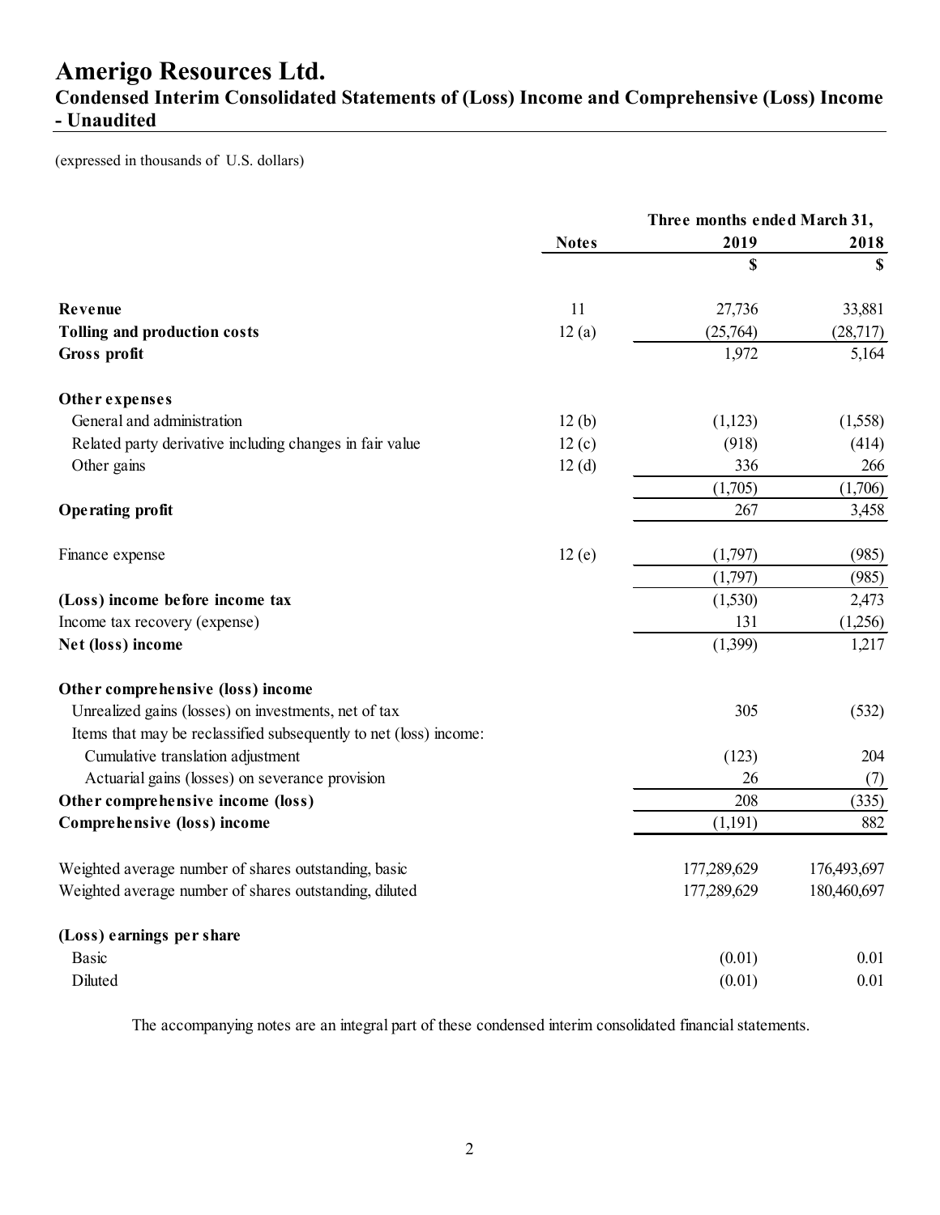# Amerigo Resources Ltd.

## Condensed Interim Consolidated Statements of (Loss) Income and Comprehensive (Loss) Income - Unaudited

(expressed in thousands of U.S. dollars)

| | Notes | Three months ended March 31, 2019 | 2018 |
|---|---|---|---|
| | | $ | $ |
| **Revenue** | 11 | 27,736 | 33,881 |
| **Tolling and production costs** | 12 (a) | (25,764) | (28,717) |
| **Gross profit** | | 1,972 | 5,164 |
| **Other expenses** | | | |
| General and administration | 12 (b) | (1,123) | (1,558) |
| Related party derivative including changes in fair value | 12 (c) | (918) | (414) |
| Other gains | 12 (d) | 336 | 266 |
| | | (1,705) | (1,706) |
| **Operating profit** | | 267 | 3,458 |
| Finance expense | 12 (e) | (1,797) | (985) |
| | | (1,797) | (985) |
| **(Loss) income before income tax** | | (1,530) | 2,473 |
| Income tax recovery (expense) | | 131 | (1,256) |
| **Net (loss) income** | | (1,399) | 1,217 |
| **Other comprehensive (loss) income** | | | |
| Unrealized gains (losses) on investments, net of tax | | 305 | (532) |
| Items that may be reclassified subsequently to net (loss) income: | | | |
| Cumulative translation adjustment | | (123) | 204 |
| Actuarial gains (losses) on severance provision | | 26 | (7) |
| **Other comprehensive income (loss)** | | 208 | (335) |
| **Comprehensive (loss) income** | | (1,191) | 882 |
| Weighted average number of shares outstanding, basic | | 177,289,629 | 176,493,697 |
| Weighted average number of shares outstanding, diluted | | 177,289,629 | 180,460,697 |
| **(Loss) earnings per share** | | | |
| Basic | | (0.01) | 0.01 |
| Diluted | | (0.01) | 0.01 |

The accompanying notes are an integral part of these condensed interim consolidated financial statements.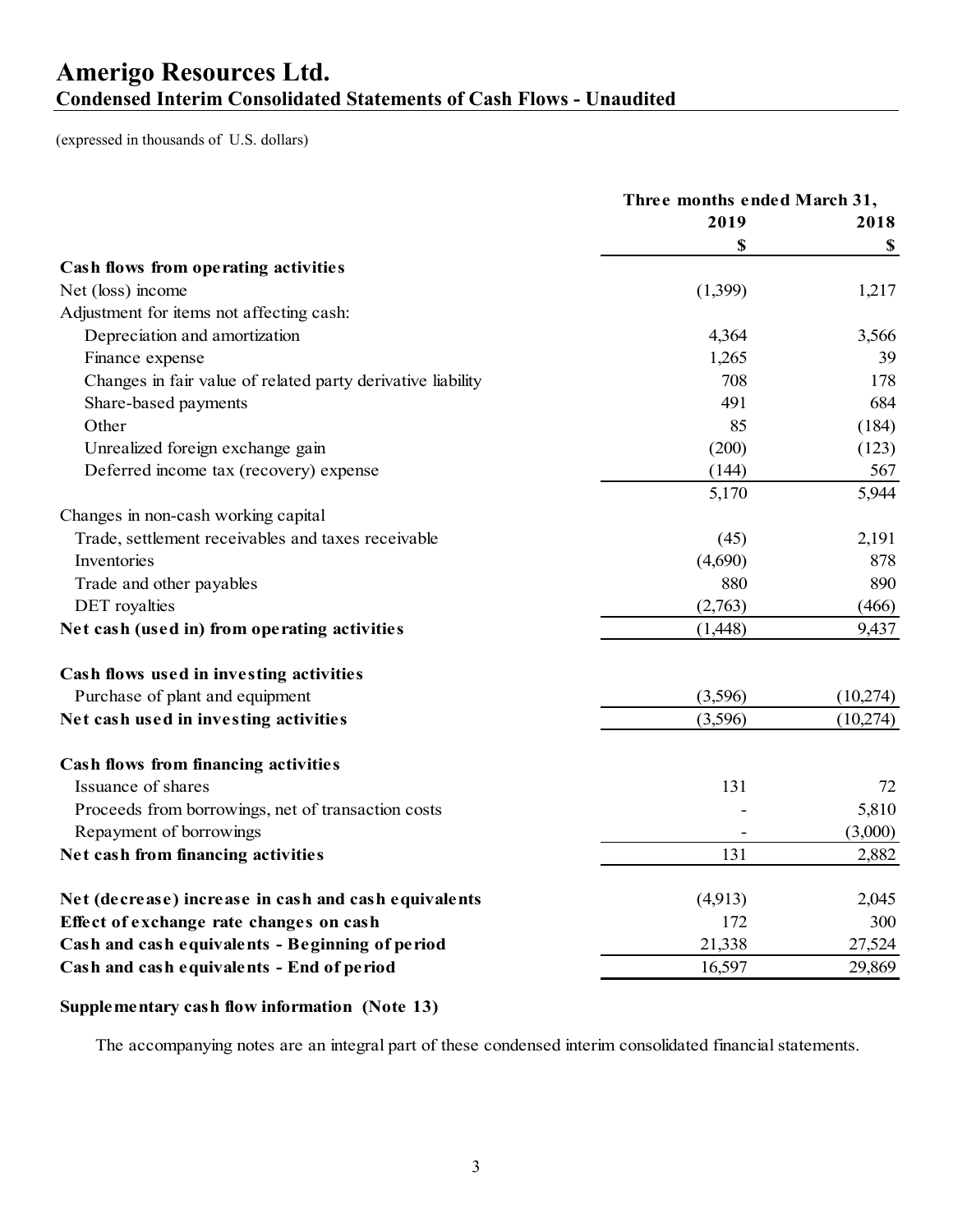# Amerigo Resources Ltd.
## Condensed Interim Consolidated Statements of Cash Flows - Unaudited

(expressed in thousands of U.S. dollars)

| | Three months ended March 31, | |
|---|---|---|
| | 2019 | 2018 |
| | $ | $ |
| **Cash flows from operating activities** | | |
| Net (loss) income | (1,399) | 1,217 |
| Adjustment for items not affecting cash: | | |
| Depreciation and amortization | 4,364 | 3,566 |
| Finance expense | 1,265 | 39 |
| Changes in fair value of related party derivative liability | 708 | 178 |
| Share-based payments | 491 | 684 |
| Other | 85 | (184) |
| Unrealized foreign exchange gain | (200) | (123) |
| Deferred income tax (recovery) expense | (144) | 567 |
| | 5,170 | 5,944 |
| Changes in non-cash working capital | | |
| Trade, settlement receivables and taxes receivable | (45) | 2,191 |
| Inventories | (4,690) | 878 |
| Trade and other payables | 880 | 890 |
| DET royalties | (2,763) | (466) |
| **Net cash (used in) from operating activities** | (1,448) | 9,437 |
| | | |
| **Cash flows used in investing activities** | | |
| Purchase of plant and equipment | (3,596) | (10,274) |
| **Net cash used in investing activities** | (3,596) | (10,274) |
| | | |
| **Cash flows from financing activities** | | |
| Issuance of shares | 131 | 72 |
| Proceeds from borrowings, net of transaction costs | - | 5,810 |
| Repayment of borrowings | - | (3,000) |
| **Net cash from financing activities** | 131 | 2,882 |
| | | |
| **Net (decrease) increase in cash and cash equivalents** | (4,913) | 2,045 |
| **Effect of exchange rate changes on cash** | 172 | 300 |
| **Cash and cash equivalents - Beginning of period** | 21,338 | 27,524 |
| **Cash and cash equivalents - End of period** | 16,597 | 29,869 |

**Supplementary cash flow information (Note 13)**

The accompanying notes are an integral part of these condensed interim consolidated financial statements.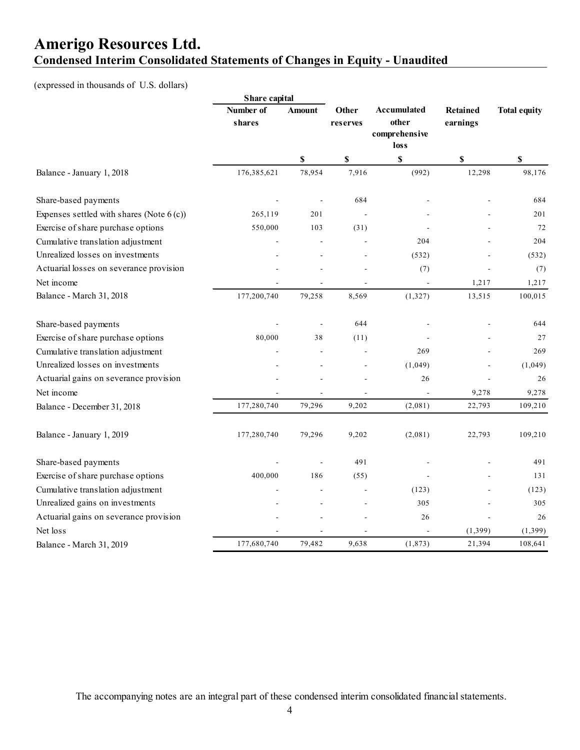# Amerigo Resources Ltd.

## Condensed Interim Consolidated Statements of Changes in Equity - Unaudited

(expressed in thousands of U.S. dollars)

| | Share capital | | | | | |
|---|---|---|---|---|---|---|
| | Number of shares | Amount | Other reserves | Accumulated other comprehensive loss | Retained earnings | Total equity |
| | | $ | $ | $ | $ | $ |
| Balance - January 1, 2018 | 176,385,621 | 78,954 | 7,916 | (992) | 12,298 | 98,176 |
| Share-based payments | - | - | 684 | - | - | 684 |
| Expenses settled with shares (Note 6 (c)) | 265,119 | 201 | - | - | - | 201 |
| Exercise of share purchase options | 550,000 | 103 | (31) | - | - | 72 |
| Cumulative translation adjustment | - | - | - | 204 | - | 204 |
| Unrealized losses on investments | - | - | - | (532) | - | (532) |
| Actuarial losses on severance provision | - | - | - | (7) | - | (7) |
| Net income | - | - | - | - | 1,217 | 1,217 |
| Balance - March 31, 2018 | 177,200,740 | 79,258 | 8,569 | (1,327) | 13,515 | 100,015 |
| Share-based payments | - | - | 644 | - | - | 644 |
| Exercise of share purchase options | 80,000 | 38 | (11) | - | - | 27 |
| Cumulative translation adjustment | - | - | - | 269 | - | 269 |
| Unrealized losses on investments | - | - | - | (1,049) | - | (1,049) |
| Actuarial gains on severance provision | - | - | - | 26 | - | 26 |
| Net income | - | - | - | - | 9,278 | 9,278 |
| Balance - December 31, 2018 | 177,280,740 | 79,296 | 9,202 | (2,081) | 22,793 | 109,210 |
| Balance - January 1, 2019 | 177,280,740 | 79,296 | 9,202 | (2,081) | 22,793 | 109,210 |
| Share-based payments | - | - | 491 | - | - | 491 |
| Exercise of share purchase options | 400,000 | 186 | (55) | - | - | 131 |
| Cumulative translation adjustment | - | - | - | (123) | - | (123) |
| Unrealized gains on investments | - | - | - | 305 | - | 305 |
| Actuarial gains on severance provision | - | - | - | 26 | - | 26 |
| Net loss | - | - | - | - | (1,399) | (1,399) |
| Balance - March 31, 2019 | 177,680,740 | 79,482 | 9,638 | (1,873) | 21,394 | 108,641 |

The accompanying notes are an integral part of these condensed interim consolidated financial statements.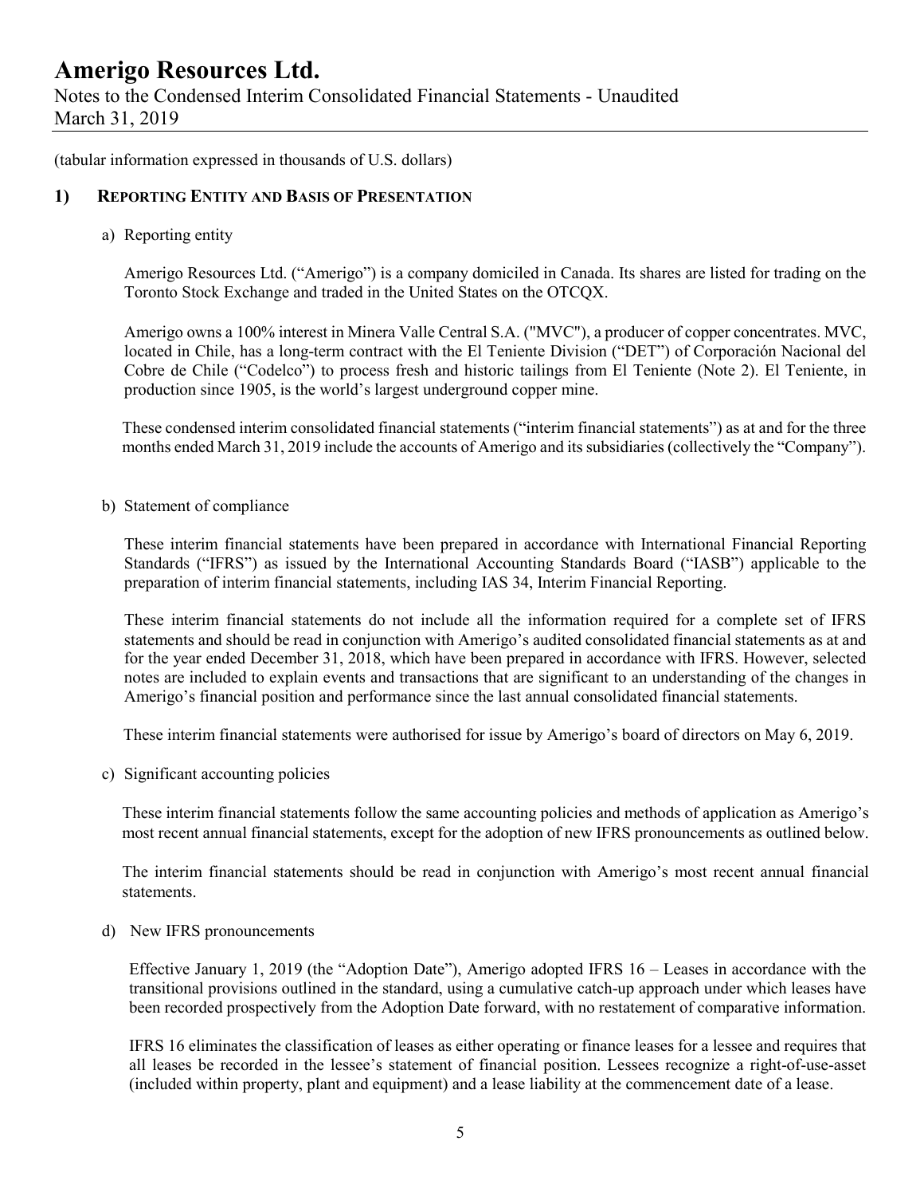(tabular information expressed in thousands of U.S. dollars)

## 1) REPORTING ENTITY AND BASIS OF PRESENTATION

a) Reporting entity

Amerigo Resources Ltd. ("Amerigo") is a company domiciled in Canada. Its shares are listed for trading on the Toronto Stock Exchange and traded in the United States on the OTCQX.

Amerigo owns a 100% interest in Minera Valle Central S.A. ("MVC"), a producer of copper concentrates. MVC, located in Chile, has a long-term contract with the El Teniente Division ("DET") of Corporación Nacional del Cobre de Chile ("Codelco") to process fresh and historic tailings from El Teniente (Note 2). El Teniente, in production since 1905, is the world's largest underground copper mine.

These condensed interim consolidated financial statements ("interim financial statements") as at and for the three months ended March 31, 2019 include the accounts of Amerigo and its subsidiaries (collectively the "Company").

b) Statement of compliance

These interim financial statements have been prepared in accordance with International Financial Reporting Standards ("IFRS") as issued by the International Accounting Standards Board ("IASB") applicable to the preparation of interim financial statements, including IAS 34, Interim Financial Reporting.

These interim financial statements do not include all the information required for a complete set of IFRS statements and should be read in conjunction with Amerigo's audited consolidated financial statements as at and for the year ended December 31, 2018, which have been prepared in accordance with IFRS. However, selected notes are included to explain events and transactions that are significant to an understanding of the changes in Amerigo's financial position and performance since the last annual consolidated financial statements.

These interim financial statements were authorised for issue by Amerigo's board of directors on May 6, 2019.

c) Significant accounting policies

These interim financial statements follow the same accounting policies and methods of application as Amerigo's most recent annual financial statements, except for the adoption of new IFRS pronouncements as outlined below.

The interim financial statements should be read in conjunction with Amerigo's most recent annual financial statements.

d) New IFRS pronouncements

Effective January 1, 2019 (the "Adoption Date"), Amerigo adopted IFRS 16 – Leases in accordance with the transitional provisions outlined in the standard, using a cumulative catch-up approach under which leases have been recorded prospectively from the Adoption Date forward, with no restatement of comparative information.

IFRS 16 eliminates the classification of leases as either operating or finance leases for a lessee and requires that all leases be recorded in the lessee's statement of financial position. Lessees recognize a right-of-use-asset (included within property, plant and equipment) and a lease liability at the commencement date of a lease.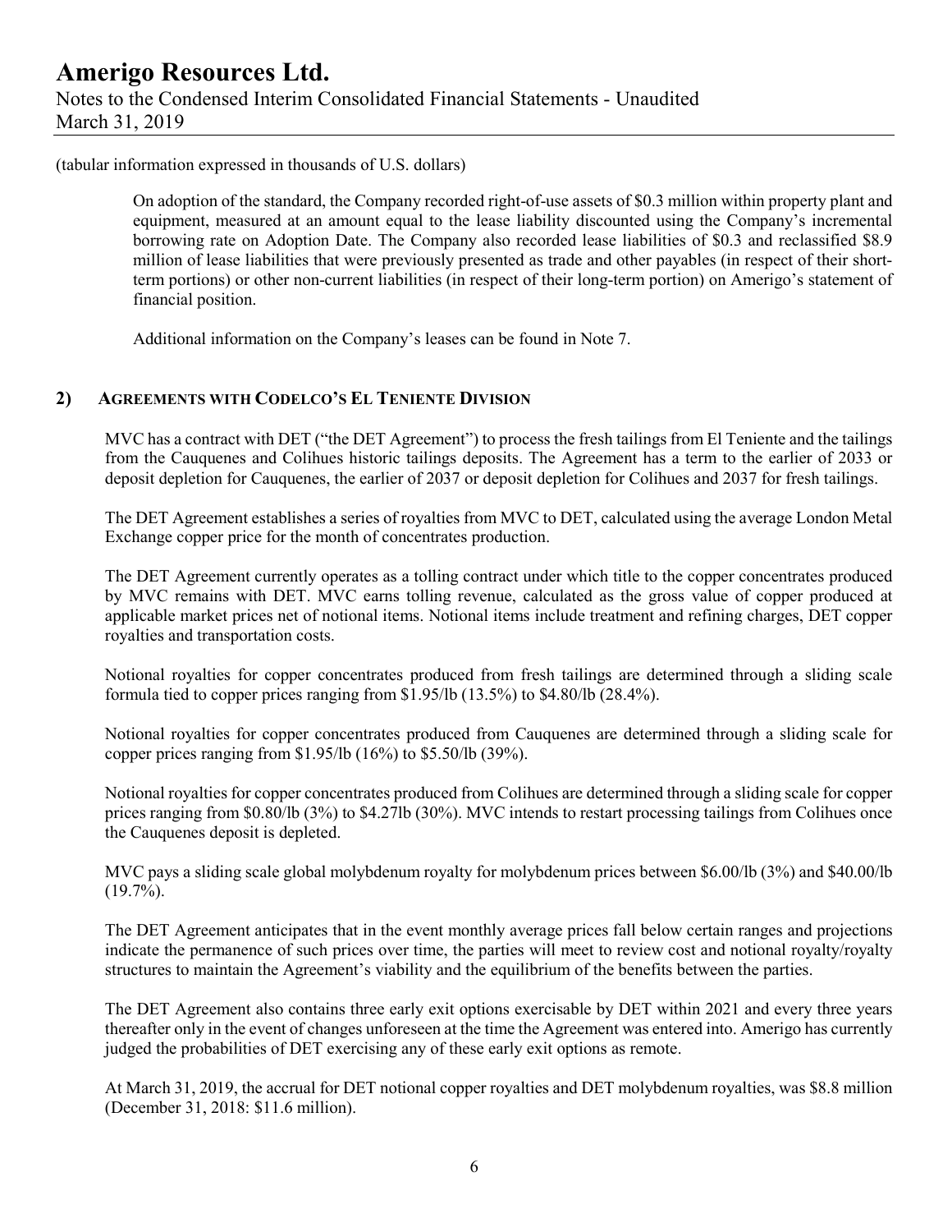(tabular information expressed in thousands of U.S. dollars)

On adoption of the standard, the Company recorded right-of-use assets of $0.3 million within property plant and equipment, measured at an amount equal to the lease liability discounted using the Company's incremental borrowing rate on Adoption Date. The Company also recorded lease liabilities of $0.3 and reclassified $8.9 million of lease liabilities that were previously presented as trade and other payables (in respect of their short-term portions) or other non-current liabilities (in respect of their long-term portion) on Amerigo's statement of financial position.

Additional information on the Company's leases can be found in Note 7.

## 2) AGREEMENTS WITH CODELCO'S EL TENIENTE DIVISION

MVC has a contract with DET ("the DET Agreement") to process the fresh tailings from El Teniente and the tailings from the Cauquenes and Colihues historic tailings deposits. The Agreement has a term to the earlier of 2033 or deposit depletion for Cauquenes, the earlier of 2037 or deposit depletion for Colihues and 2037 for fresh tailings.

The DET Agreement establishes a series of royalties from MVC to DET, calculated using the average London Metal Exchange copper price for the month of concentrates production.

The DET Agreement currently operates as a tolling contract under which title to the copper concentrates produced by MVC remains with DET. MVC earns tolling revenue, calculated as the gross value of copper produced at applicable market prices net of notional items. Notional items include treatment and refining charges, DET copper royalties and transportation costs.

Notional royalties for copper concentrates produced from fresh tailings are determined through a sliding scale formula tied to copper prices ranging from $1.95/lb (13.5%) to $4.80/lb (28.4%).

Notional royalties for copper concentrates produced from Cauquenes are determined through a sliding scale for copper prices ranging from $1.95/lb (16%) to $5.50/lb (39%).

Notional royalties for copper concentrates produced from Colihues are determined through a sliding scale for copper prices ranging from $0.80/lb (3%) to $4.27lb (30%). MVC intends to restart processing tailings from Colihues once the Cauquenes deposit is depleted.

MVC pays a sliding scale global molybdenum royalty for molybdenum prices between $6.00/lb (3%) and $40.00/lb (19.7%).

The DET Agreement anticipates that in the event monthly average prices fall below certain ranges and projections indicate the permanence of such prices over time, the parties will meet to review cost and notional royalty/royalty structures to maintain the Agreement's viability and the equilibrium of the benefits between the parties.

The DET Agreement also contains three early exit options exercisable by DET within 2021 and every three years thereafter only in the event of changes unforeseen at the time the Agreement was entered into. Amerigo has currently judged the probabilities of DET exercising any of these early exit options as remote.

At March 31, 2019, the accrual for DET notional copper royalties and DET molybdenum royalties, was $8.8 million (December 31, 2018: $11.6 million).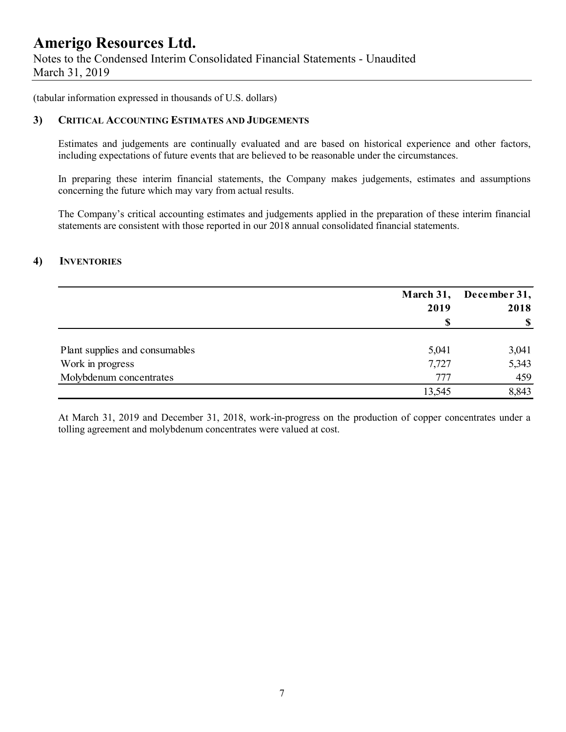(tabular information expressed in thousands of U.S. dollars)

## 3) Critical Accounting Estimates and Judgements

Estimates and judgements are continually evaluated and are based on historical experience and other factors, including expectations of future events that are believed to be reasonable under the circumstances.

In preparing these interim financial statements, the Company makes judgements, estimates and assumptions concerning the future which may vary from actual results.

The Company's critical accounting estimates and judgements applied in the preparation of these interim financial statements are consistent with those reported in our 2018 annual consolidated financial statements.

## 4) Inventories

| | March 31, 2019 | December 31, 2018 |
|---|---|---|
| | $ | $ |
| Plant supplies and consumables | 5,041 | 3,041 |
| Work in progress | 7,727 | 5,343 |
| Molybdenum concentrates | 777 | 459 |
| | 13,545 | 8,843 |

At March 31, 2019 and December 31, 2018, work-in-progress on the production of copper concentrates under a tolling agreement and molybdenum concentrates were valued at cost.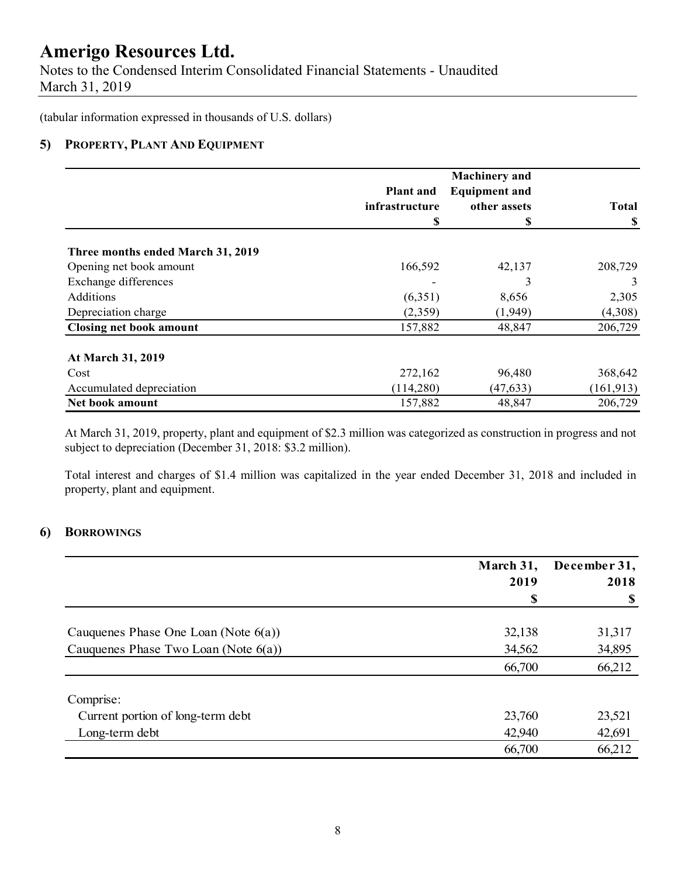# Amerigo Resources Ltd.

Notes to the Condensed Interim Consolidated Financial Statements - Unaudited
March 31, 2019

(tabular information expressed in thousands of U.S. dollars)

## 5) Property, Plant and Equipment

| | Plant and infrastructure | Machinery and Equipment and other assets | Total |
|---|---|---|---|
| | $ | $ | $ |
| **Three months ended March 31, 2019** | | | |
| Opening net book amount | 166,592 | 42,137 | 208,729 |
| Exchange differences | - | 3 | 3 |
| Additions | (6,351) | 8,656 | 2,305 |
| Depreciation charge | (2,359) | (1,949) | (4,308) |
| **Closing net book amount** | 157,882 | 48,847 | 206,729 |
| **At March 31, 2019** | | | |
| Cost | 272,162 | 96,480 | 368,642 |
| Accumulated depreciation | (114,280) | (47,633) | (161,913) |
| **Net book amount** | 157,882 | 48,847 | 206,729 |

At March 31, 2019, property, plant and equipment of $2.3 million was categorized as construction in progress and not subject to depreciation (December 31, 2018: $3.2 million).

Total interest and charges of $1.4 million was capitalized in the year ended December 31, 2018 and included in property, plant and equipment.

## 6) Borrowings

| | March 31, 2019 | December 31, 2018 |
|---|---|---|
| | $ | $ |
| Cauquenes Phase One Loan (Note 6(a)) | 32,138 | 31,317 |
| Cauquenes Phase Two Loan (Note 6(a)) | 34,562 | 34,895 |
| | 66,700 | 66,212 |
| Comprise: | | |
| Current portion of long-term debt | 23,760 | 23,521 |
| Long-term debt | 42,940 | 42,691 |
| | 66,700 | 66,212 |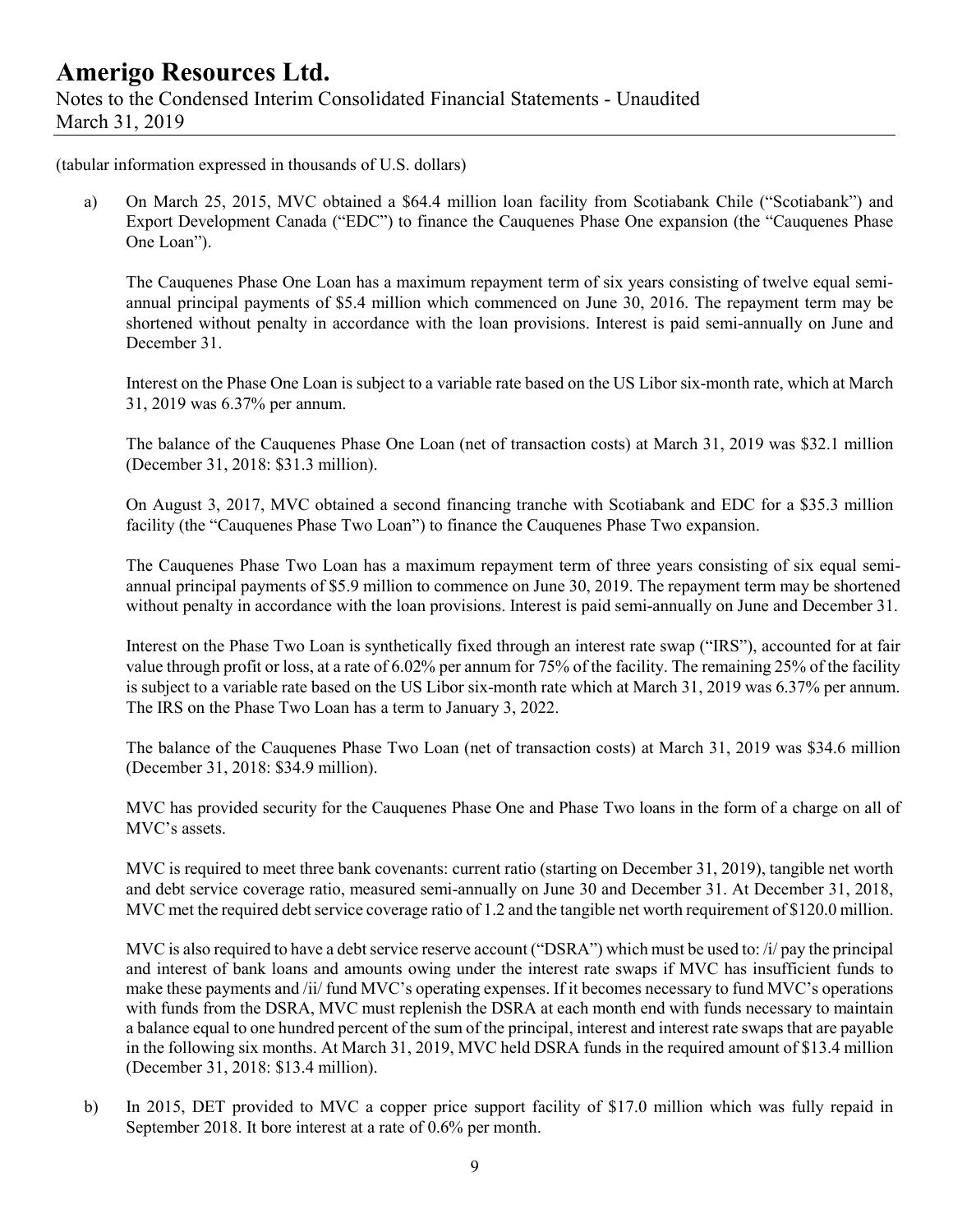(tabular information expressed in thousands of U.S. dollars)

a) On March 25, 2015, MVC obtained a $64.4 million loan facility from Scotiabank Chile ("Scotiabank") and Export Development Canada ("EDC") to finance the Cauquenes Phase One expansion (the "Cauquenes Phase One Loan").

   The Cauquenes Phase One Loan has a maximum repayment term of six years consisting of twelve equal semi-annual principal payments of $5.4 million which commenced on June 30, 2016. The repayment term may be shortened without penalty in accordance with the loan provisions. Interest is paid semi-annually on June and December 31.

   Interest on the Phase One Loan is subject to a variable rate based on the US Libor six-month rate, which at March 31, 2019 was 6.37% per annum.

   The balance of the Cauquenes Phase One Loan (net of transaction costs) at March 31, 2019 was $32.1 million (December 31, 2018: $31.3 million).

   On August 3, 2017, MVC obtained a second financing tranche with Scotiabank and EDC for a $35.3 million facility (the "Cauquenes Phase Two Loan") to finance the Cauquenes Phase Two expansion.

   The Cauquenes Phase Two Loan has a maximum repayment term of three years consisting of six equal semi-annual principal payments of $5.9 million to commence on June 30, 2019. The repayment term may be shortened without penalty in accordance with the loan provisions. Interest is paid semi-annually on June and December 31.

   Interest on the Phase Two Loan is synthetically fixed through an interest rate swap ("IRS"), accounted for at fair value through profit or loss, at a rate of 6.02% per annum for 75% of the facility. The remaining 25% of the facility is subject to a variable rate based on the US Libor six-month rate which at March 31, 2019 was 6.37% per annum. The IRS on the Phase Two Loan has a term to January 3, 2022.

   The balance of the Cauquenes Phase Two Loan (net of transaction costs) at March 31, 2019 was $34.6 million (December 31, 2018: $34.9 million).

   MVC has provided security for the Cauquenes Phase One and Phase Two loans in the form of a charge on all of MVC's assets.

   MVC is required to meet three bank covenants: current ratio (starting on December 31, 2019), tangible net worth and debt service coverage ratio, measured semi-annually on June 30 and December 31. At December 31, 2018, MVC met the required debt service coverage ratio of 1.2 and the tangible net worth requirement of $120.0 million.

   MVC is also required to have a debt service reserve account ("DSRA") which must be used to: /i/ pay the principal and interest of bank loans and amounts owing under the interest rate swaps if MVC has insufficient funds to make these payments and /ii/ fund MVC's operating expenses. If it becomes necessary to fund MVC's operations with funds from the DSRA, MVC must replenish the DSRA at each month end with funds necessary to maintain a balance equal to one hundred percent of the sum of the principal, interest and interest rate swaps that are payable in the following six months. At March 31, 2019, MVC held DSRA funds in the required amount of $13.4 million (December 31, 2018: $13.4 million).

b) In 2015, DET provided to MVC a copper price support facility of $17.0 million which was fully repaid in September 2018. It bore interest at a rate of 0.6% per month.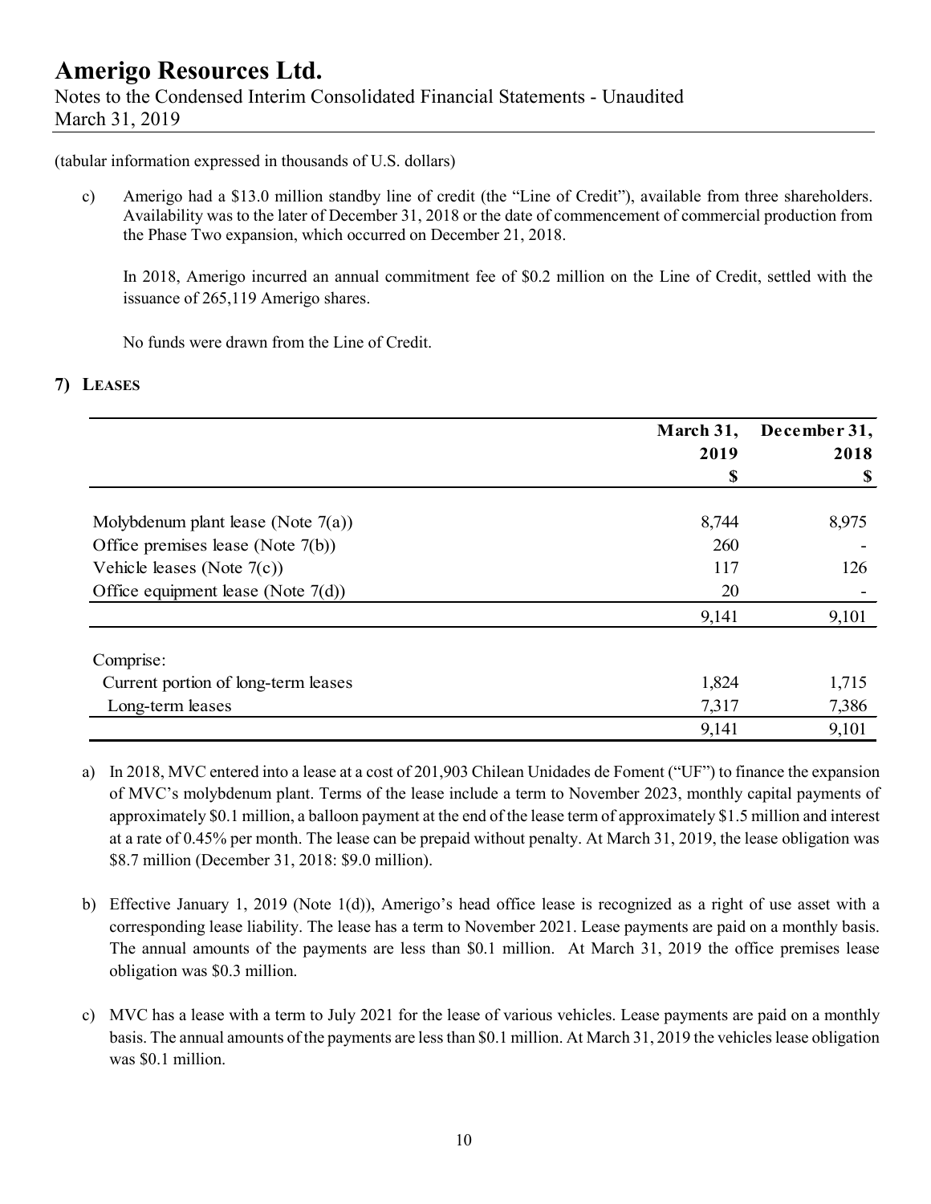(tabular information expressed in thousands of U.S. dollars)

c) Amerigo had a $13.0 million standby line of credit (the "Line of Credit"), available from three shareholders. Availability was to the later of December 31, 2018 or the date of commencement of commercial production from the Phase Two expansion, which occurred on December 21, 2018.

   In 2018, Amerigo incurred an annual commitment fee of $0.2 million on the Line of Credit, settled with the issuance of 265,119 Amerigo shares.

   No funds were drawn from the Line of Credit.

## 7) LEASES

| | March 31, 2019 $ | December 31, 2018 $ |
|---|---|---|
| Molybdenum plant lease (Note 7(a)) | 8,744 | 8,975 |
| Office premises lease (Note 7(b)) | 260 | - |
| Vehicle leases (Note 7(c)) | 117 | 126 |
| Office equipment lease (Note 7(d)) | 20 | - |
| | 9,141 | 9,101 |
| Comprise: | | |
| Current portion of long-term leases | 1,824 | 1,715 |
| Long-term leases | 7,317 | 7,386 |
| | 9,141 | 9,101 |

a) In 2018, MVC entered into a lease at a cost of 201,903 Chilean Unidades de Foment ("UF") to finance the expansion of MVC's molybdenum plant. Terms of the lease include a term to November 2023, monthly capital payments of approximately $0.1 million, a balloon payment at the end of the lease term of approximately $1.5 million and interest at a rate of 0.45% per month. The lease can be prepaid without penalty. At March 31, 2019, the lease obligation was $8.7 million (December 31, 2018: $9.0 million).

b) Effective January 1, 2019 (Note 1(d)), Amerigo's head office lease is recognized as a right of use asset with a corresponding lease liability. The lease has a term to November 2021. Lease payments are paid on a monthly basis. The annual amounts of the payments are less than $0.1 million. At March 31, 2019 the office premises lease obligation was $0.3 million.

c) MVC has a lease with a term to July 2021 for the lease of various vehicles. Lease payments are paid on a monthly basis. The annual amounts of the payments are less than $0.1 million. At March 31, 2019 the vehicles lease obligation was $0.1 million.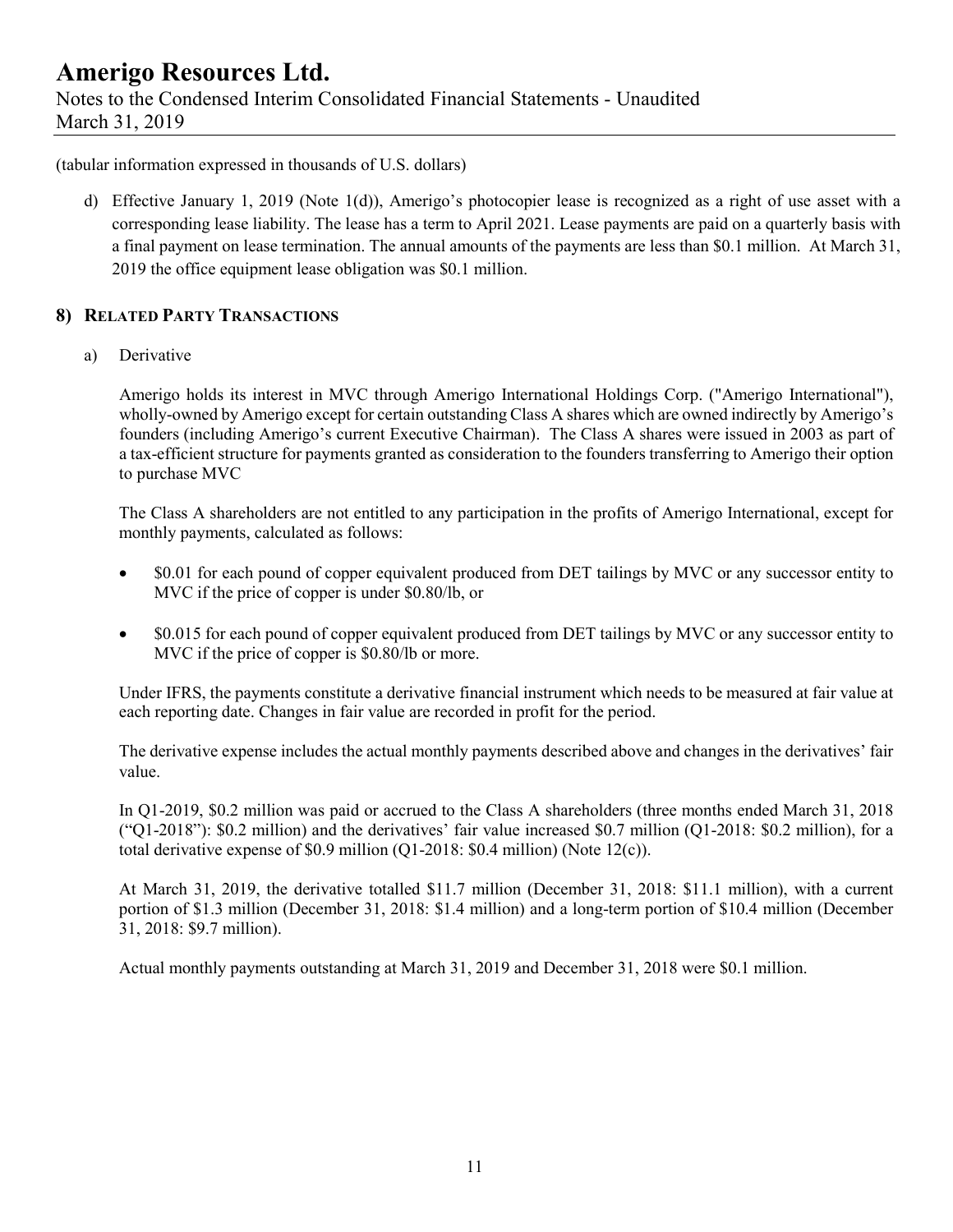(tabular information expressed in thousands of U.S. dollars)

d) Effective January 1, 2019 (Note 1(d)), Amerigo's photocopier lease is recognized as a right of use asset with a corresponding lease liability. The lease has a term to April 2021. Lease payments are paid on a quarterly basis with a final payment on lease termination. The annual amounts of the payments are less than $0.1 million. At March 31, 2019 the office equipment lease obligation was $0.1 million.

## 8) RELATED PARTY TRANSACTIONS

a) Derivative

Amerigo holds its interest in MVC through Amerigo International Holdings Corp. ("Amerigo International"), wholly-owned by Amerigo except for certain outstanding Class A shares which are owned indirectly by Amerigo's founders (including Amerigo's current Executive Chairman). The Class A shares were issued in 2003 as part of a tax-efficient structure for payments granted as consideration to the founders transferring to Amerigo their option to purchase MVC

The Class A shareholders are not entitled to any participation in the profits of Amerigo International, except for monthly payments, calculated as follows:

- $0.01 for each pound of copper equivalent produced from DET tailings by MVC or any successor entity to MVC if the price of copper is under $0.80/lb, or
- $0.015 for each pound of copper equivalent produced from DET tailings by MVC or any successor entity to MVC if the price of copper is $0.80/lb or more.

Under IFRS, the payments constitute a derivative financial instrument which needs to be measured at fair value at each reporting date. Changes in fair value are recorded in profit for the period.

The derivative expense includes the actual monthly payments described above and changes in the derivatives' fair value.

In Q1-2019, $0.2 million was paid or accrued to the Class A shareholders (three months ended March 31, 2018 ("Q1-2018"): $0.2 million) and the derivatives' fair value increased $0.7 million (Q1-2018: $0.2 million), for a total derivative expense of $0.9 million (Q1-2018: $0.4 million) (Note 12(c)).

At March 31, 2019, the derivative totalled $11.7 million (December 31, 2018: $11.1 million), with a current portion of $1.3 million (December 31, 2018: $1.4 million) and a long-term portion of $10.4 million (December 31, 2018: $9.7 million).

Actual monthly payments outstanding at March 31, 2019 and December 31, 2018 were $0.1 million.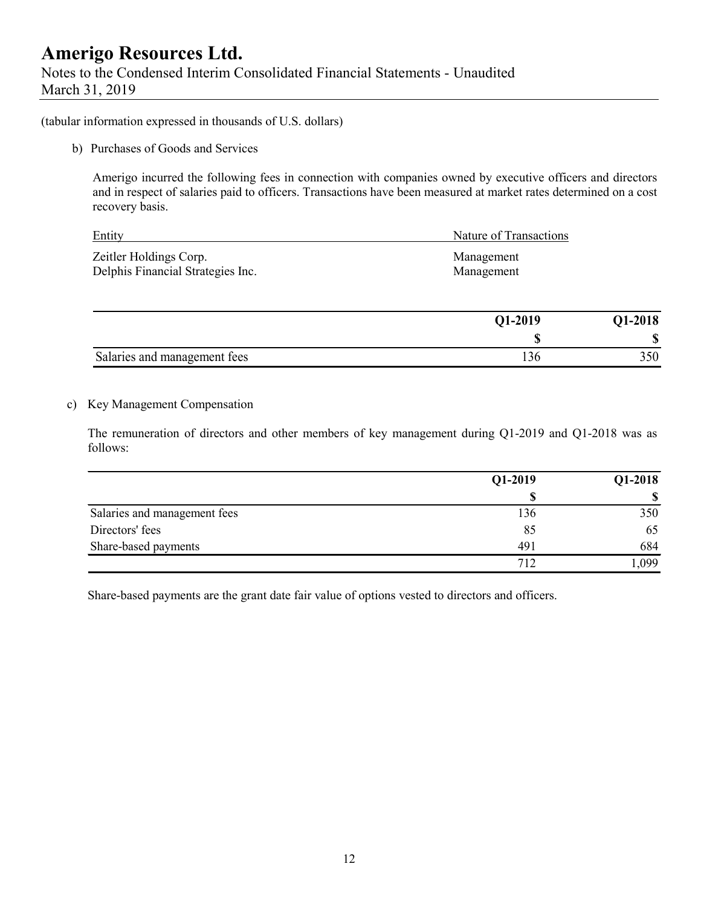(tabular information expressed in thousands of U.S. dollars)

b) Purchases of Goods and Services

Amerigo incurred the following fees in connection with companies owned by executive officers and directors and in respect of salaries paid to officers. Transactions have been measured at market rates determined on a cost recovery basis.

| Entity | Nature of Transactions |
|---|---|
| Zeitler Holdings Corp. | Management |
| Delphis Financial Strategies Inc. | Management |

| | Q1-2019 | Q1-2018 |
|---|---|---|
| | $ | $ |
| Salaries and management fees | 136 | 350 |

c) Key Management Compensation

The remuneration of directors and other members of key management during Q1-2019 and Q1-2018 was as follows:

| | Q1-2019 | Q1-2018 |
|---|---|---|
| | $ | $ |
| Salaries and management fees | 136 | 350 |
| Directors' fees | 85 | 65 |
| Share-based payments | 491 | 684 |
| | 712 | 1,099 |

Share-based payments are the grant date fair value of options vested to directors and officers.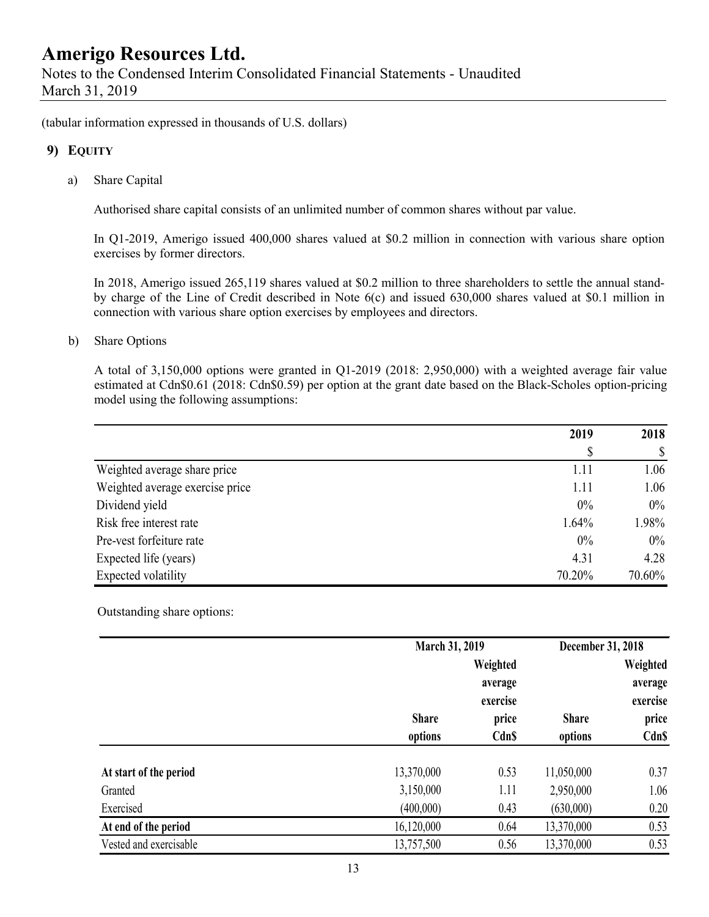(tabular information expressed in thousands of U.S. dollars)

## 9) EQUITY

a) Share Capital

Authorised share capital consists of an unlimited number of common shares without par value.

In Q1-2019, Amerigo issued 400,000 shares valued at $0.2 million in connection with various share option exercises by former directors.

In 2018, Amerigo issued 265,119 shares valued at $0.2 million to three shareholders to settle the annual stand-by charge of the Line of Credit described in Note 6(c) and issued 630,000 shares valued at $0.1 million in connection with various share option exercises by employees and directors.

b) Share Options

A total of 3,150,000 options were granted in Q1-2019 (2018: 2,950,000) with a weighted average fair value estimated at Cdn$0.61 (2018: Cdn$0.59) per option at the grant date based on the Black-Scholes option-pricing model using the following assumptions:

| | 2019 | 2018 |
|---|---|---|
| | $ | $ |
| Weighted average share price | 1.11 | 1.06 |
| Weighted average exercise price | 1.11 | 1.06 |
| Dividend yield | 0% | 0% |
| Risk free interest rate | 1.64% | 1.98% |
| Pre-vest forfeiture rate | 0% | 0% |
| Expected life (years) | 4.31 | 4.28 |
| Expected volatility | 70.20% | 70.60% |

Outstanding share options:

| | March 31, 2019 | | December 31, 2018 | |
|---|---|---|---|---|
| | Share options | Weighted average exercise price Cdn$ | Share options | Weighted average exercise price Cdn$ |
| **At start of the period** | 13,370,000 | 0.53 | 11,050,000 | 0.37 |
| Granted | 3,150,000 | 1.11 | 2,950,000 | 1.06 |
| Exercised | (400,000) | 0.43 | (630,000) | 0.20 |
| **At end of the period** | 16,120,000 | 0.64 | 13,370,000 | 0.53 |
| Vested and exercisable | 13,757,500 | 0.56 | 13,370,000 | 0.53 |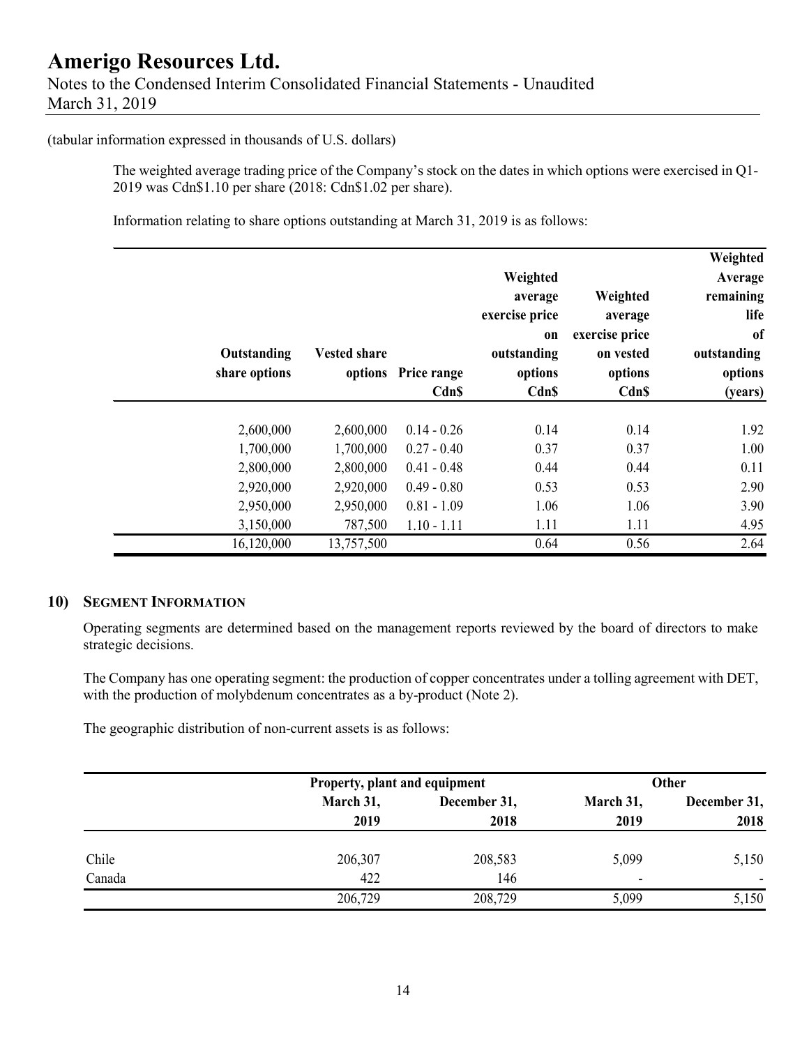(tabular information expressed in thousands of U.S. dollars)

The weighted average trading price of the Company's stock on the dates in which options were exercised in Q1-2019 was Cdn$1.10 per share (2018: Cdn$1.02 per share).

Information relating to share options outstanding at March 31, 2019 is as follows:

| Outstanding share options | Vested share options | Price range Cdn$ | Weighted average exercise price on outstanding options Cdn$ | Weighted average exercise price on vested options Cdn$ | Weighted Average remaining life of outstanding options (years) |
|---|---|---|---|---|---|
| 2,600,000 | 2,600,000 | 0.14 - 0.26 | 0.14 | 0.14 | 1.92 |
| 1,700,000 | 1,700,000 | 0.27 - 0.40 | 0.37 | 0.37 | 1.00 |
| 2,800,000 | 2,800,000 | 0.41 - 0.48 | 0.44 | 0.44 | 0.11 |
| 2,920,000 | 2,920,000 | 0.49 - 0.80 | 0.53 | 0.53 | 2.90 |
| 2,950,000 | 2,950,000 | 0.81 - 1.09 | 1.06 | 1.06 | 3.90 |
| 3,150,000 | 787,500 | 1.10 - 1.11 | 1.11 | 1.11 | 4.95 |
| 16,120,000 | 13,757,500 | | 0.64 | 0.56 | 2.64 |

## 10) Segment Information

Operating segments are determined based on the management reports reviewed by the board of directors to make strategic decisions.

The Company has one operating segment: the production of copper concentrates under a tolling agreement with DET, with the production of molybdenum concentrates as a by-product (Note 2).

The geographic distribution of non-current assets is as follows:

| | Property, plant and equipment | | Other | |
|---|---|---|---|---|
| | March 31, 2019 | December 31, 2018 | March 31, 2019 | December 31, 2018 |
| Chile | 206,307 | 208,583 | 5,099 | 5,150 |
| Canada | 422 | 146 | - | - |
| | 206,729 | 208,729 | 5,099 | 5,150 |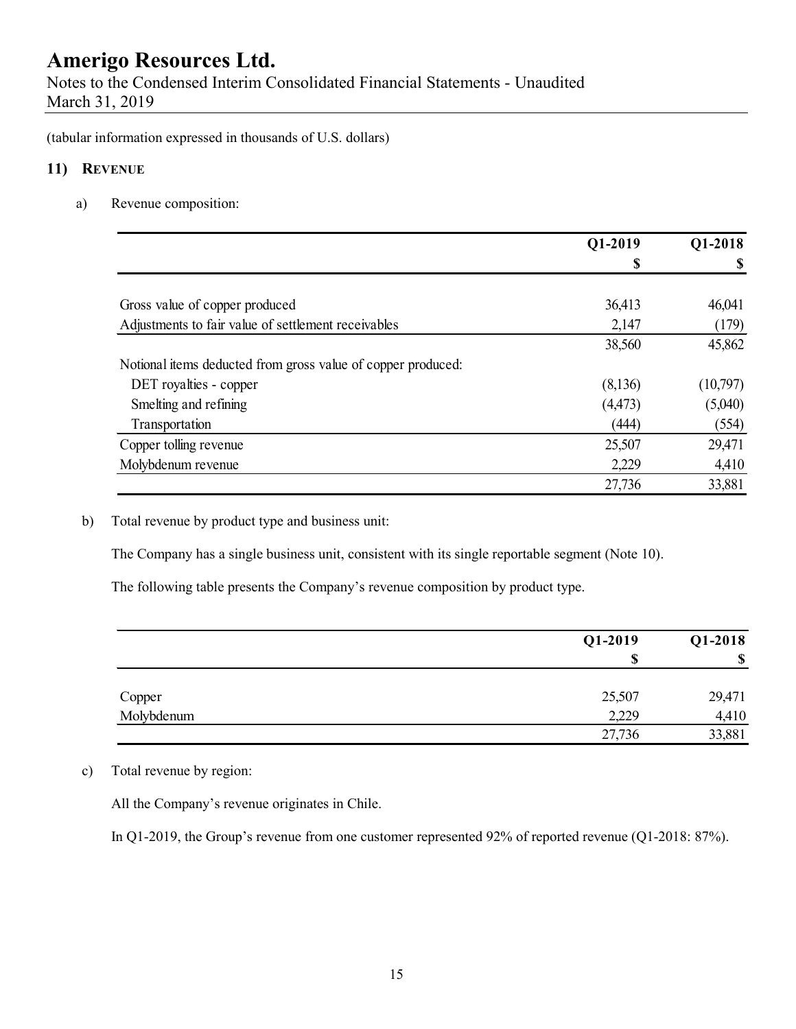# Amerigo Resources Ltd.

Notes to the Condensed Interim Consolidated Financial Statements - Unaudited
March 31, 2019

(tabular information expressed in thousands of U.S. dollars)

## 11) REVENUE

a) Revenue composition:

| | Q1-2019 $ | Q1-2018 $ |
|---|---|---|
| Gross value of copper produced | 36,413 | 46,041 |
| Adjustments to fair value of settlement receivables | 2,147 | (179) |
| | 38,560 | 45,862 |
| Notional items deducted from gross value of copper produced: | | |
| DET royalties - copper | (8,136) | (10,797) |
| Smelting and refining | (4,473) | (5,040) |
| Transportation | (444) | (554) |
| Copper tolling revenue | 25,507 | 29,471 |
| Molybdenum revenue | 2,229 | 4,410 |
| | 27,736 | 33,881 |

b) Total revenue by product type and business unit:

The Company has a single business unit, consistent with its single reportable segment (Note 10).

The following table presents the Company's revenue composition by product type.

| | Q1-2019 $ | Q1-2018 $ |
|---|---|---|
| Copper | 25,507 | 29,471 |
| Molybdenum | 2,229 | 4,410 |
| | 27,736 | 33,881 |

c) Total revenue by region:

All the Company's revenue originates in Chile.

In Q1-2019, the Group's revenue from one customer represented 92% of reported revenue (Q1-2018: 87%).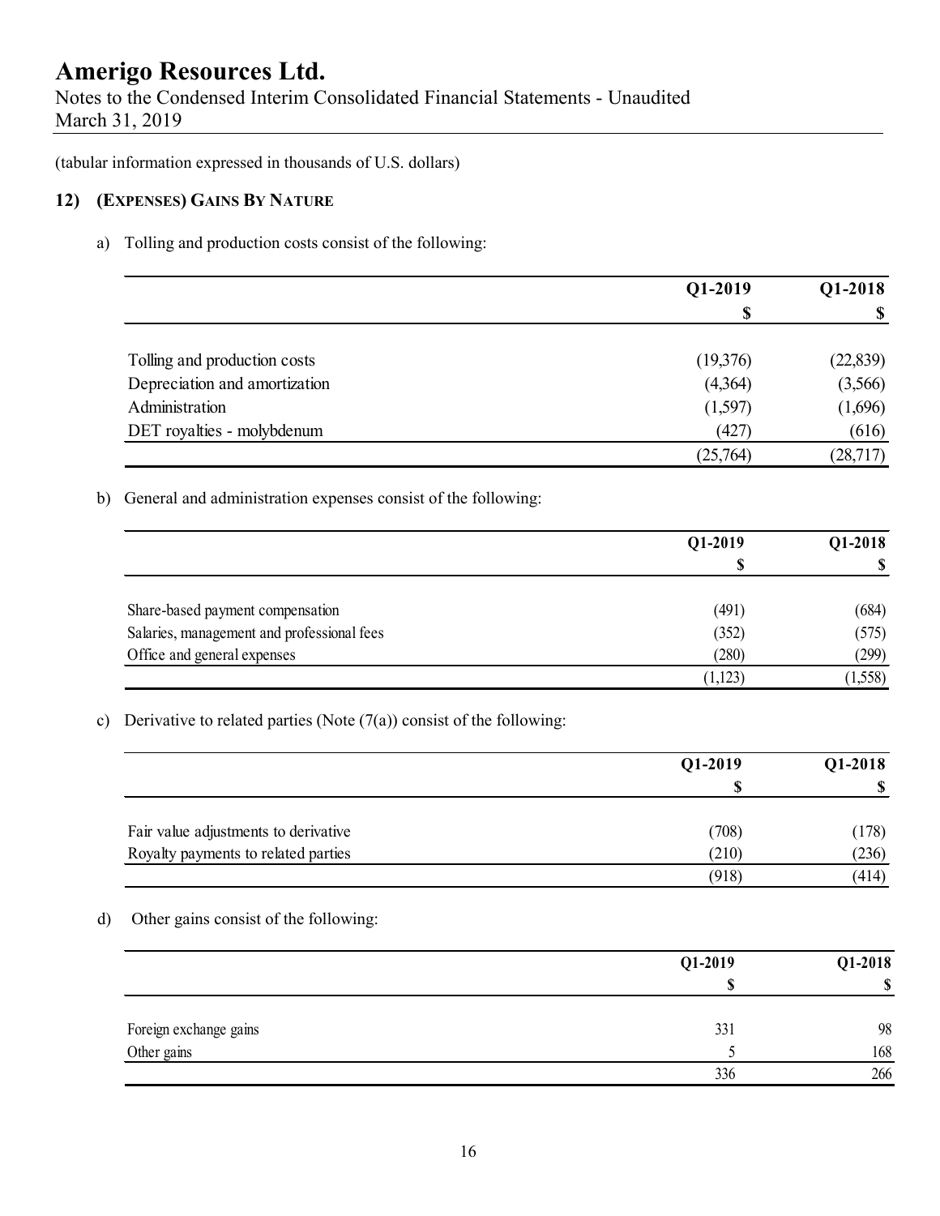# Amerigo Resources Ltd.

Notes to the Condensed Interim Consolidated Financial Statements - Unaudited
March 31, 2019

(tabular information expressed in thousands of U.S. dollars)

## 12) (EXPENSES) GAINS BY NATURE

a) Tolling and production costs consist of the following:

| | Q1-2019 | Q1-2018 |
|---|---|---|
| | $ | $ |
| Tolling and production costs | (19,376) | (22,839) |
| Depreciation and amortization | (4,364) | (3,566) |
| Administration | (1,597) | (1,696) |
| DET royalties - molybdenum | (427) | (616) |
| | (25,764) | (28,717) |

b) General and administration expenses consist of the following:

| | Q1-2019 | Q1-2018 |
|---|---|---|
| | $ | $ |
| Share-based payment compensation | (491) | (684) |
| Salaries, management and professional fees | (352) | (575) |
| Office and general expenses | (280) | (299) |
| | (1,123) | (1,558) |

c) Derivative to related parties (Note (7(a)) consist of the following:

| | Q1-2019 | Q1-2018 |
|---|---|---|
| | $ | $ |
| Fair value adjustments to derivative | (708) | (178) |
| Royalty payments to related parties | (210) | (236) |
| | (918) | (414) |

d) Other gains consist of the following:

| | Q1-2019 | Q1-2018 |
|---|---|---|
| | $ | $ |
| Foreign exchange gains | 331 | 98 |
| Other gains | 5 | 168 |
| | 336 | 266 |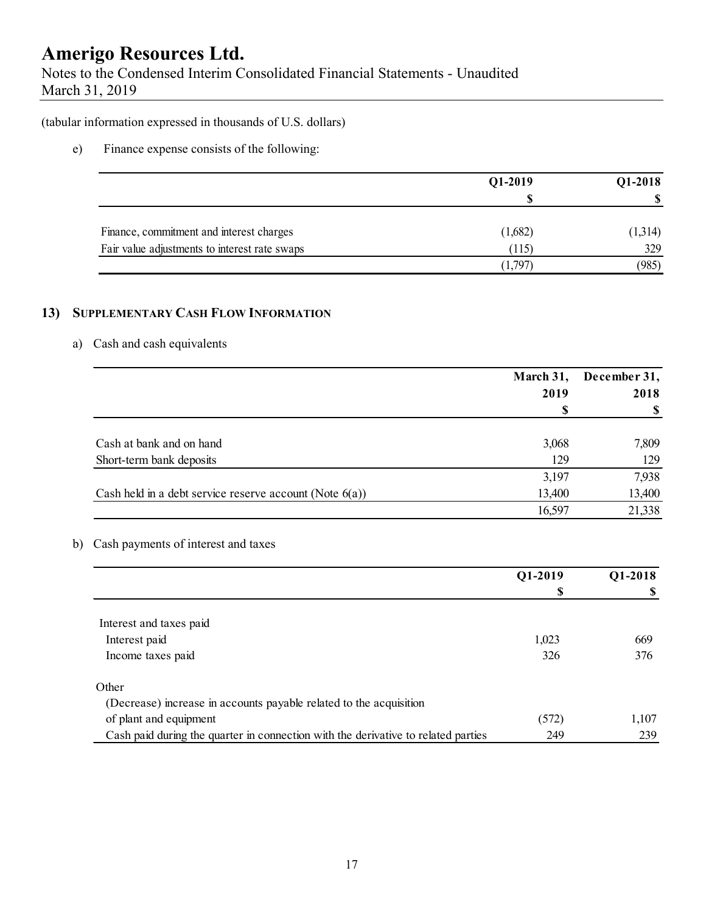(tabular information expressed in thousands of U.S. dollars)

e) Finance expense consists of the following:

| | Q1-2019 | Q1-2018 |
|---|---|---|
| | $ | $ |
| Finance, commitment and interest charges | (1,682) | (1,314) |
| Fair value adjustments to interest rate swaps | (115) | 329 |
| | (1,797) | (985) |

## 13) SUPPLEMENTARY CASH FLOW INFORMATION

a) Cash and cash equivalents

| | March 31, 2019 | December 31, 2018 |
|---|---|---|
| | $ | $ |
| Cash at bank and on hand | 3,068 | 7,809 |
| Short-term bank deposits | 129 | 129 |
| | 3,197 | 7,938 |
| Cash held in a debt service reserve account (Note 6(a)) | 13,400 | 13,400 |
| | 16,597 | 21,338 |

b) Cash payments of interest and taxes

| | Q1-2019 | Q1-2018 |
|---|---|---|
| | $ | $ |
| Interest and taxes paid | | |
| Interest paid | 1,023 | 669 |
| Income taxes paid | 326 | 376 |
| Other | | |
| (Decrease) increase in accounts payable related to the acquisition of plant and equipment | (572) | 1,107 |
| Cash paid during the quarter in connection with the derivative to related parties | 249 | 239 |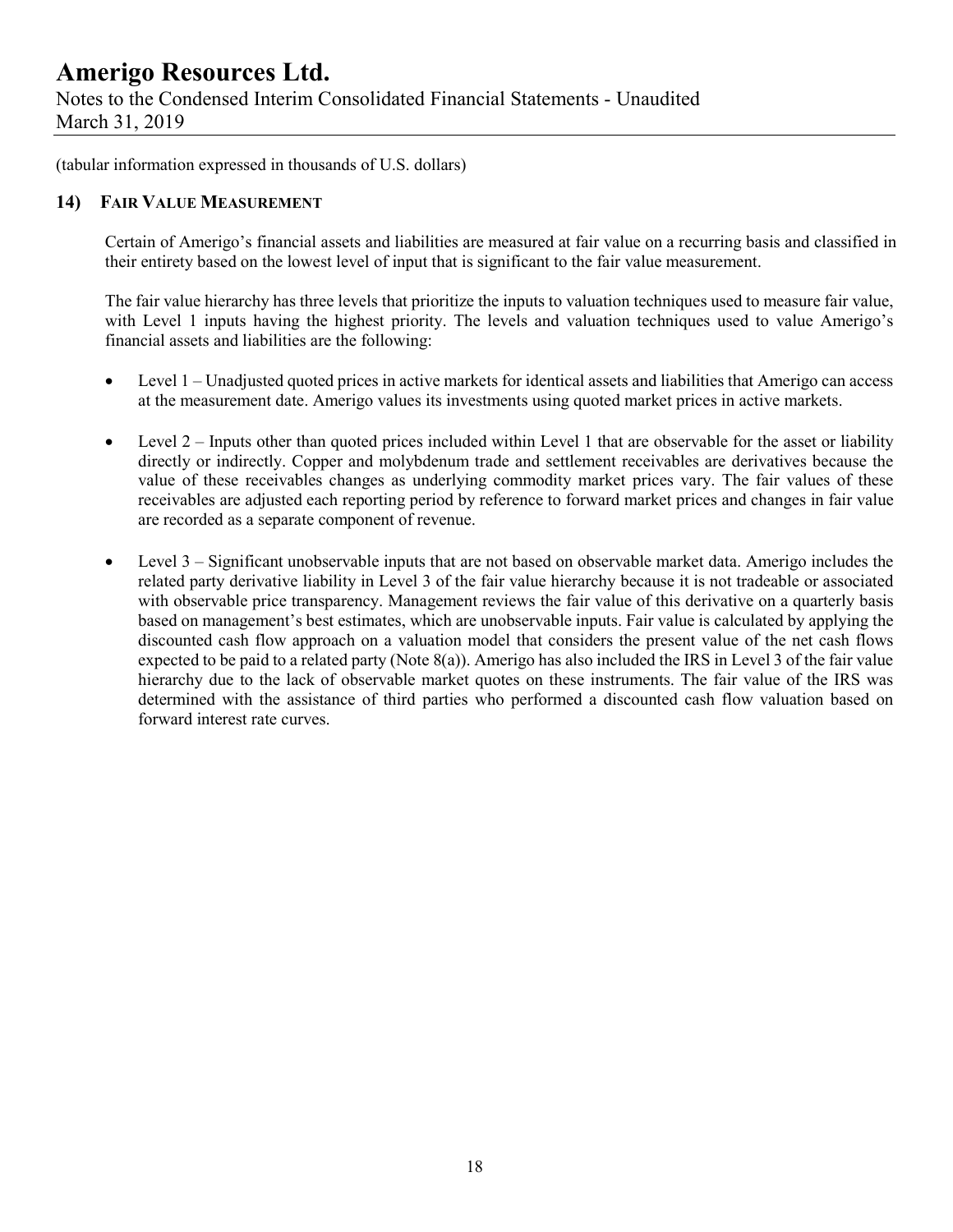(tabular information expressed in thousands of U.S. dollars)

## 14) FAIR VALUE MEASUREMENT

Certain of Amerigo's financial assets and liabilities are measured at fair value on a recurring basis and classified in their entirety based on the lowest level of input that is significant to the fair value measurement.

The fair value hierarchy has three levels that prioritize the inputs to valuation techniques used to measure fair value, with Level 1 inputs having the highest priority. The levels and valuation techniques used to value Amerigo's financial assets and liabilities are the following:

- Level 1 – Unadjusted quoted prices in active markets for identical assets and liabilities that Amerigo can access at the measurement date. Amerigo values its investments using quoted market prices in active markets.

- Level 2 – Inputs other than quoted prices included within Level 1 that are observable for the asset or liability directly or indirectly. Copper and molybdenum trade and settlement receivables are derivatives because the value of these receivables changes as underlying commodity market prices vary. The fair values of these receivables are adjusted each reporting period by reference to forward market prices and changes in fair value are recorded as a separate component of revenue.

- Level 3 – Significant unobservable inputs that are not based on observable market data. Amerigo includes the related party derivative liability in Level 3 of the fair value hierarchy because it is not tradeable or associated with observable price transparency. Management reviews the fair value of this derivative on a quarterly basis based on management's best estimates, which are unobservable inputs. Fair value is calculated by applying the discounted cash flow approach on a valuation model that considers the present value of the net cash flows expected to be paid to a related party (Note 8(a)). Amerigo has also included the IRS in Level 3 of the fair value hierarchy due to the lack of observable market quotes on these instruments. The fair value of the IRS was determined with the assistance of third parties who performed a discounted cash flow valuation based on forward interest rate curves.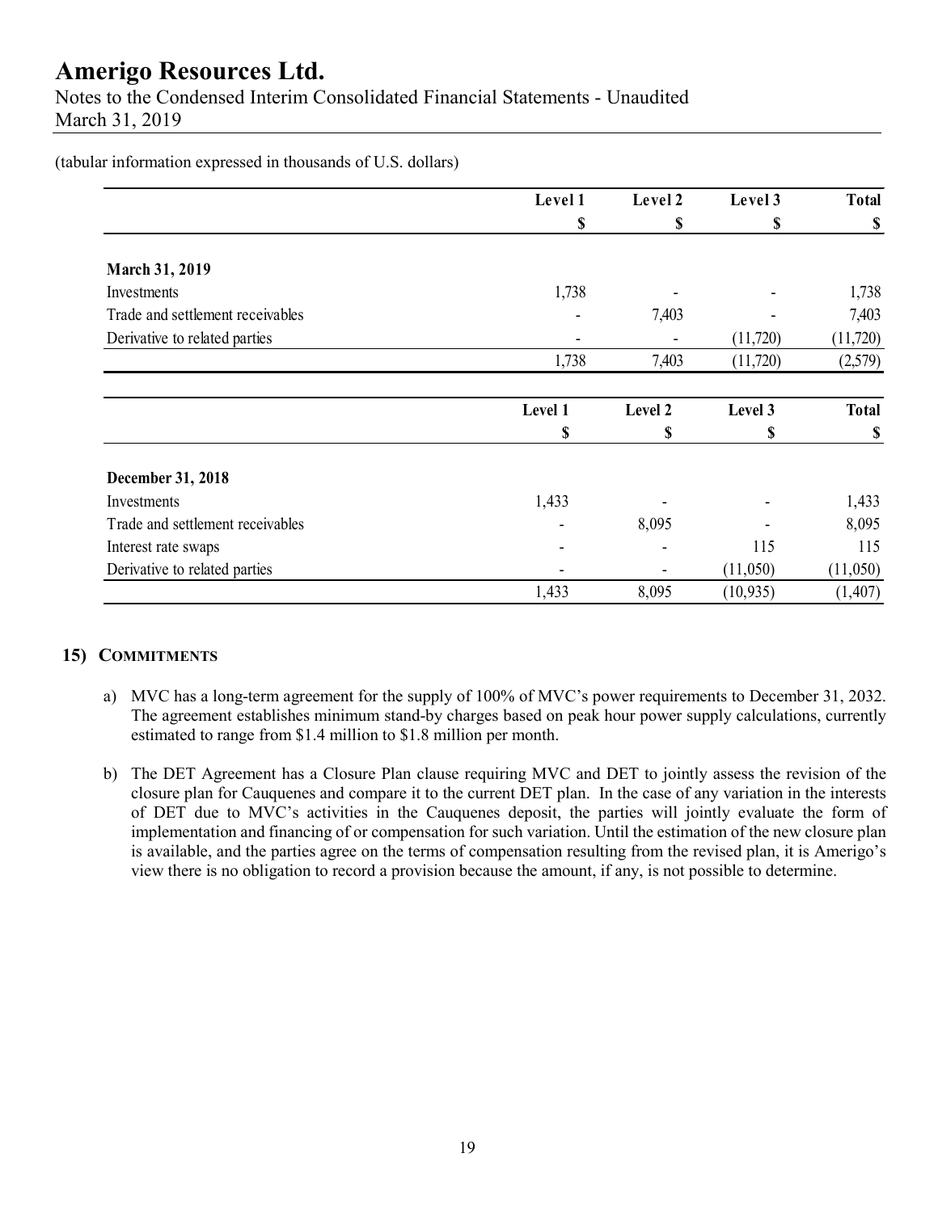(tabular information expressed in thousands of U.S. dollars)

| | Level 1 | Level 2 | Level 3 | Total |
|---|---|---|---|---|
| | $ | $ | $ | $ |
| **March 31, 2019** | | | | |
| Investments | 1,738 | - | - | 1,738 |
| Trade and settlement receivables | - | 7,403 | - | 7,403 |
| Derivative to related parties | - | - | (11,720) | (11,720) |
| | 1,738 | 7,403 | (11,720) | (2,579) |

| | Level 1 | Level 2 | Level 3 | Total |
|---|---|---|---|---|
| | $ | $ | $ | $ |
| **December 31, 2018** | | | | |
| Investments | 1,433 | - | - | 1,433 |
| Trade and settlement receivables | - | 8,095 | - | 8,095 |
| Interest rate swaps | - | - | 115 | 115 |
| Derivative to related parties | - | - | (11,050) | (11,050) |
| | 1,433 | 8,095 | (10,935) | (1,407) |

## 15) COMMITMENTS

a) MVC has a long-term agreement for the supply of 100% of MVC's power requirements to December 31, 2032. The agreement establishes minimum stand-by charges based on peak hour power supply calculations, currently estimated to range from $1.4 million to $1.8 million per month.

b) The DET Agreement has a Closure Plan clause requiring MVC and DET to jointly assess the revision of the closure plan for Cauquenes and compare it to the current DET plan. In the case of any variation in the interests of DET due to MVC's activities in the Cauquenes deposit, the parties will jointly evaluate the form of implementation and financing of or compensation for such variation. Until the estimation of the new closure plan is available, and the parties agree on the terms of compensation resulting from the revised plan, it is Amerigo's view there is no obligation to record a provision because the amount, if any, is not possible to determine.